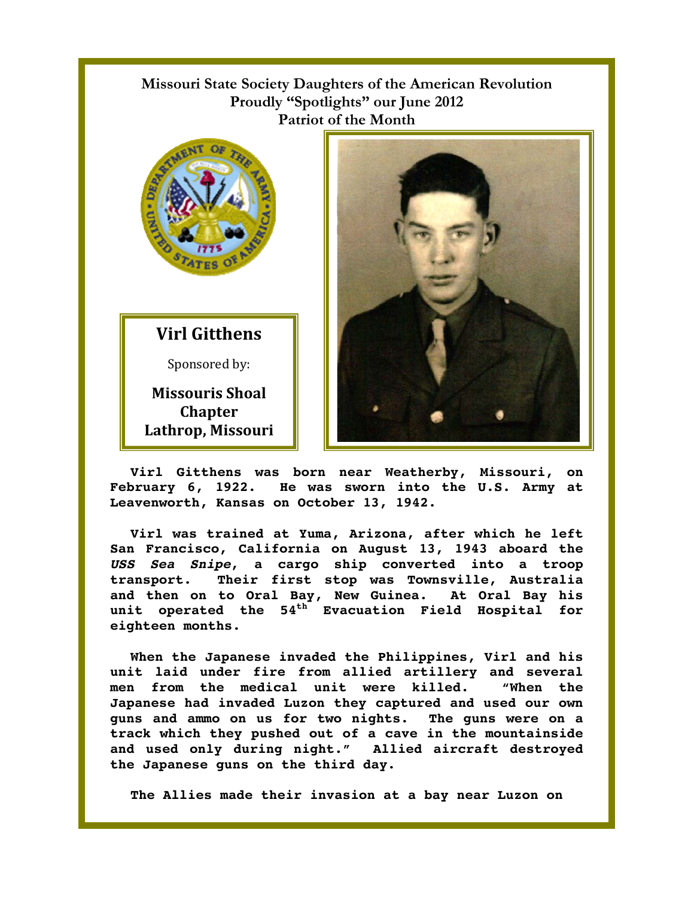**Missouri State Society Daughters of the American Revolution**
**Proudly "Spotlights" our June 2012**
**Patriot of the Month**

## Virl Gitthens

Sponsored by:

**Missouris Shoal Chapter**
**Lathrop, Missouri**

**Virl Gitthens was born near Weatherby, Missouri, on February 6, 1922. He was sworn into the U.S. Army at Leavenworth, Kansas on October 13, 1942.**

**Virl was trained at Yuma, Arizona, after which he left San Francisco, California on August 13, 1943 aboard the *USS Sea Snipe*, a cargo ship converted into a troop transport. Their first stop was Townsville, Australia and then on to Oral Bay, New Guinea. At Oral Bay his unit operated the 54th Evacuation Field Hospital for eighteen months.**

**When the Japanese invaded the Philippines, Virl and his unit laid under fire from allied artillery and several men from the medical unit were killed. "When the Japanese had invaded Luzon they captured and used our own guns and ammo on us for two nights. The guns were on a track which they pushed out of a cave in the mountainside and used only during night." Allied aircraft destroyed the Japanese guns on the third day.**

**The Allies made their invasion at a bay near Luzon on**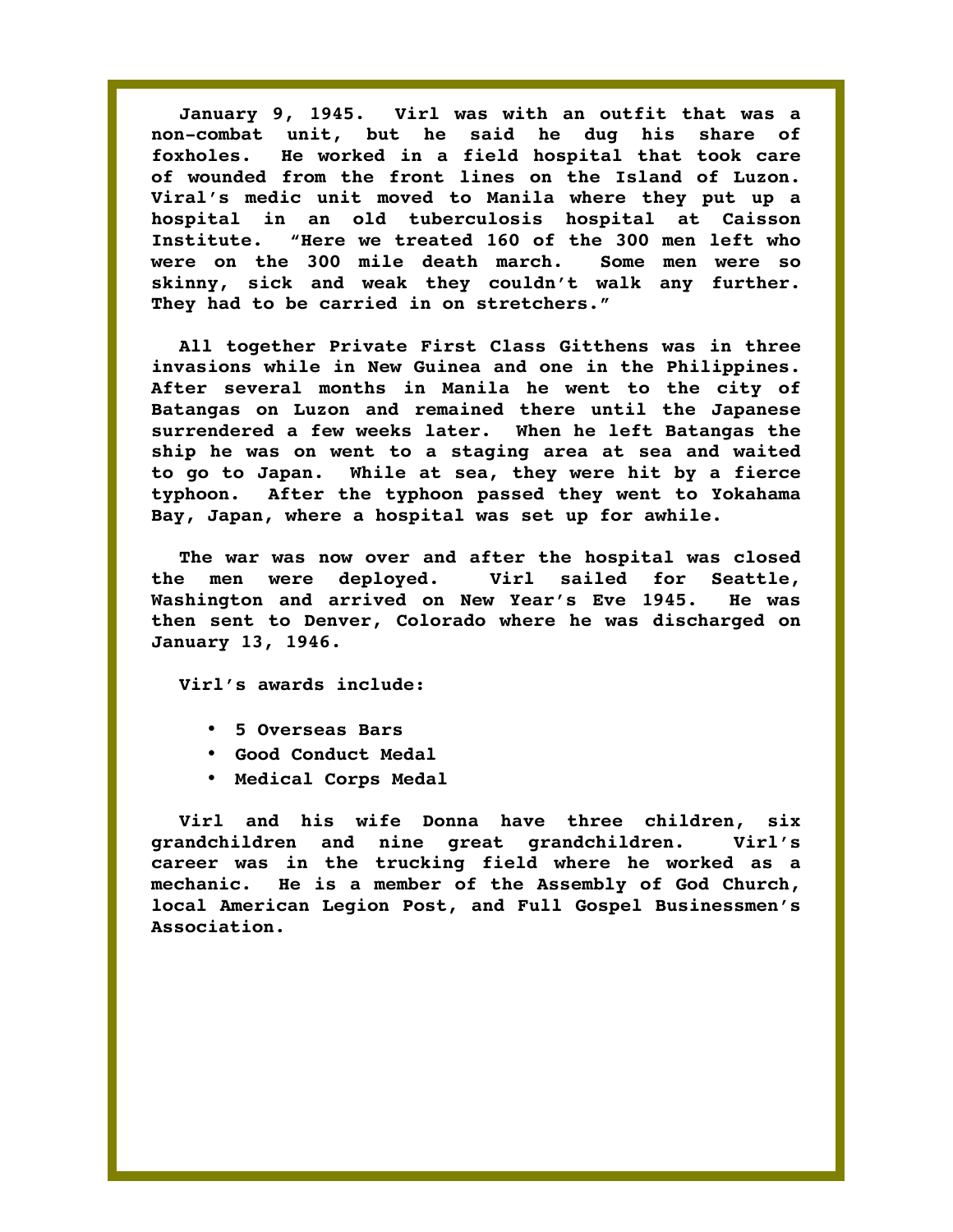**January 9, 1945. Virl was with an outfit that was a non-combat unit, but he said he dug his share of foxholes. He worked in a field hospital that took care of wounded from the front lines on the Island of Luzon. Viral's medic unit moved to Manila where they put up a hospital in an old tuberculosis hospital at Caisson Institute. "Here we treated 160 of the 300 men left who were on the 300 mile death march. Some men were so skinny, sick and weak they couldn't walk any further. They had to be carried in on stretchers."**

**All together Private First Class Gitthens was in three invasions while in New Guinea and one in the Philippines. After several months in Manila he went to the city of Batangas on Luzon and remained there until the Japanese surrendered a few weeks later. When he left Batangas the ship he was on went to a staging area at sea and waited to go to Japan. While at sea, they were hit by a fierce typhoon. After the typhoon passed they went to Yokahama Bay, Japan, where a hospital was set up for awhile.**

**The war was now over and after the hospital was closed the men were deployed. Virl sailed for Seattle, Washington and arrived on New Year's Eve 1945. He was then sent to Denver, Colorado where he was discharged on January 13, 1946.**

**Virl's awards include:**

- **5 Overseas Bars**
- **Good Conduct Medal**
- **Medical Corps Medal**

**Virl and his wife Donna have three children, six grandchildren and nine great grandchildren. Virl's career was in the trucking field where he worked as a mechanic. He is a member of the Assembly of God Church, local American Legion Post, and Full Gospel Businessmen's Association.**